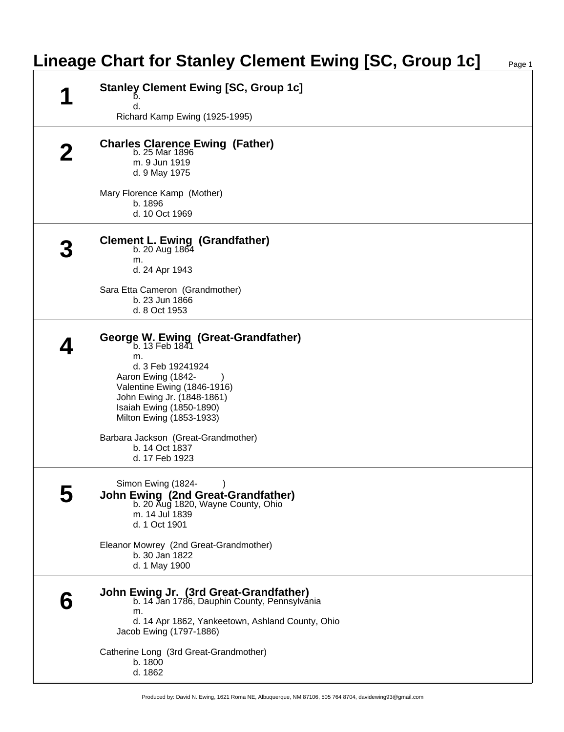# Lineage Chart for Stanley Clement Ewing [SC, Group 1c]

## 1

**Stanley Clement Ewing [SC, Group 1c]**

b.
d.

Richard Kamp Ewing (1925-1995)

## 2

**Charles Clarence Ewing (Father)**

b. 25 Mar 1896
m. 9 Jun 1919
d. 9 May 1975

Mary Florence Kamp (Mother)

b. 1896
d. 10 Oct 1969

## 3

**Clement L. Ewing (Grandfather)**

b. 20 Aug 1864
m.
d. 24 Apr 1943

Sara Etta Cameron (Grandmother)

b. 23 Jun 1866
d. 8 Oct 1953

## 4

**George W. Ewing (Great-Grandfather)**

b. 13 Feb 1841
m.
d. 3 Feb 19241924

Aaron Ewing (1842- )
Valentine Ewing (1846-1916)
John Ewing Jr. (1848-1861)
Isaiah Ewing (1850-1890)
Milton Ewing (1853-1933)

Barbara Jackson (Great-Grandmother)

b. 14 Oct 1837
d. 17 Feb 1923

## 5

Simon Ewing (1824- )

**John Ewing (2nd Great-Grandfather)**

b. 20 Aug 1820, Wayne County, Ohio
m. 14 Jul 1839
d. 1 Oct 1901

Eleanor Mowrey (2nd Great-Grandmother)

b. 30 Jan 1822
d. 1 May 1900

## 6

**John Ewing Jr. (3rd Great-Grandfather)**

b. 14 Jan 1786, Dauphin County, Pennsylvania
m.
d. 14 Apr 1862, Yankeetown, Ashland County, Ohio

Jacob Ewing (1797-1886)

Catherine Long (3rd Great-Grandmother)

b. 1800
d. 1862

Produced by: David N. Ewing, 1621 Roma NE, Albuquerque, NM 87106, 505 764 8704, davidewing93@gmail.com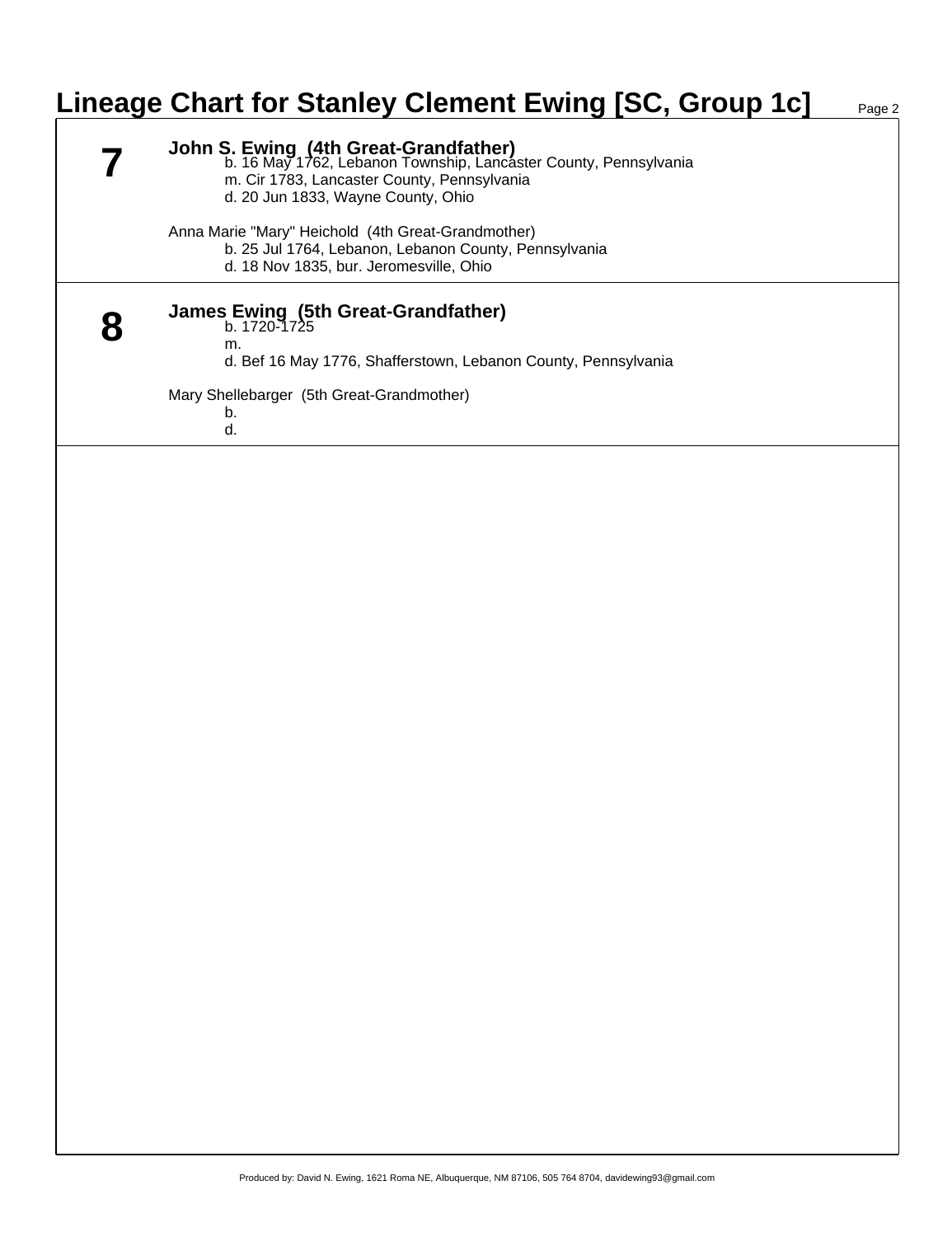# Lineage Chart for Stanley Clement Ewing [SC, Group 1c]

**7**

**John S. Ewing (4th Great-Grandfather)**
b. 16 May 1762, Lebanon Township, Lancaster County, Pennsylvania
m. Cir 1783, Lancaster County, Pennsylvania
d. 20 Jun 1833, Wayne County, Ohio

Anna Marie "Mary" Heichold (4th Great-Grandmother)
b. 25 Jul 1764, Lebanon, Lebanon County, Pennsylvania
d. 18 Nov 1835, bur. Jeromesville, Ohio

**8**

**James Ewing (5th Great-Grandfather)**
b. 1720-1725
m.
d. Bef 16 May 1776, Shafferstown, Lebanon County, Pennsylvania

Mary Shellebarger (5th Great-Grandmother)
b.
d.

Produced by: David N. Ewing, 1621 Roma NE, Albuquerque, NM 87106, 505 764 8704, davidewing93@gmail.com